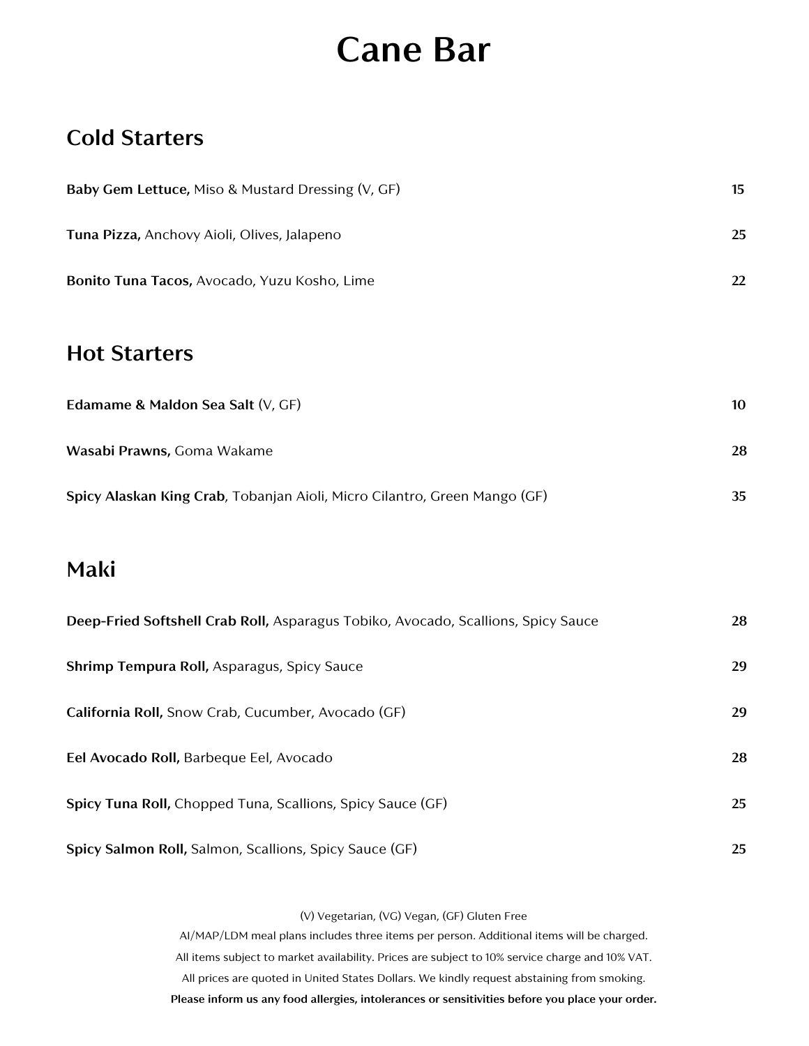# Cane Bar

## Cold Starters

**Baby Gem Lettuce,** Miso & Mustard Dressing (V, GF) 15

**Tuna Pizza,** Anchovy Aioli, Olives, Jalapeno 25

**Bonito Tuna Tacos,** Avocado, Yuzu Kosho, Lime 22

## Hot Starters

**Edamame & Maldon Sea Salt** (V, GF) 10

**Wasabi Prawns,** Goma Wakame 28

**Spicy Alaskan King Crab**, Tobanjan Aioli, Micro Cilantro, Green Mango (GF) 35

## Maki

**Deep-Fried Softshell Crab Roll,** Asparagus Tobiko, Avocado, Scallions, Spicy Sauce 28

**Shrimp Tempura Roll,** Asparagus, Spicy Sauce 29

**California Roll,** Snow Crab, Cucumber, Avocado (GF) 29

**Eel Avocado Roll,** Barbeque Eel, Avocado 28

**Spicy Tuna Roll,** Chopped Tuna, Scallions, Spicy Sauce (GF) 25

**Spicy Salmon Roll,** Salmon, Scallions, Spicy Sauce (GF) 25

(V) Vegetarian, (VG) Vegan, (GF) Gluten Free

AI/MAP/LDM meal plans includes three items per person. Additional items will be charged.

All items subject to market availability. Prices are subject to 10% service charge and 10% VAT.

All prices are quoted in United States Dollars. We kindly request abstaining from smoking.

**Please inform us any food allergies, intolerances or sensitivities before you place your order.**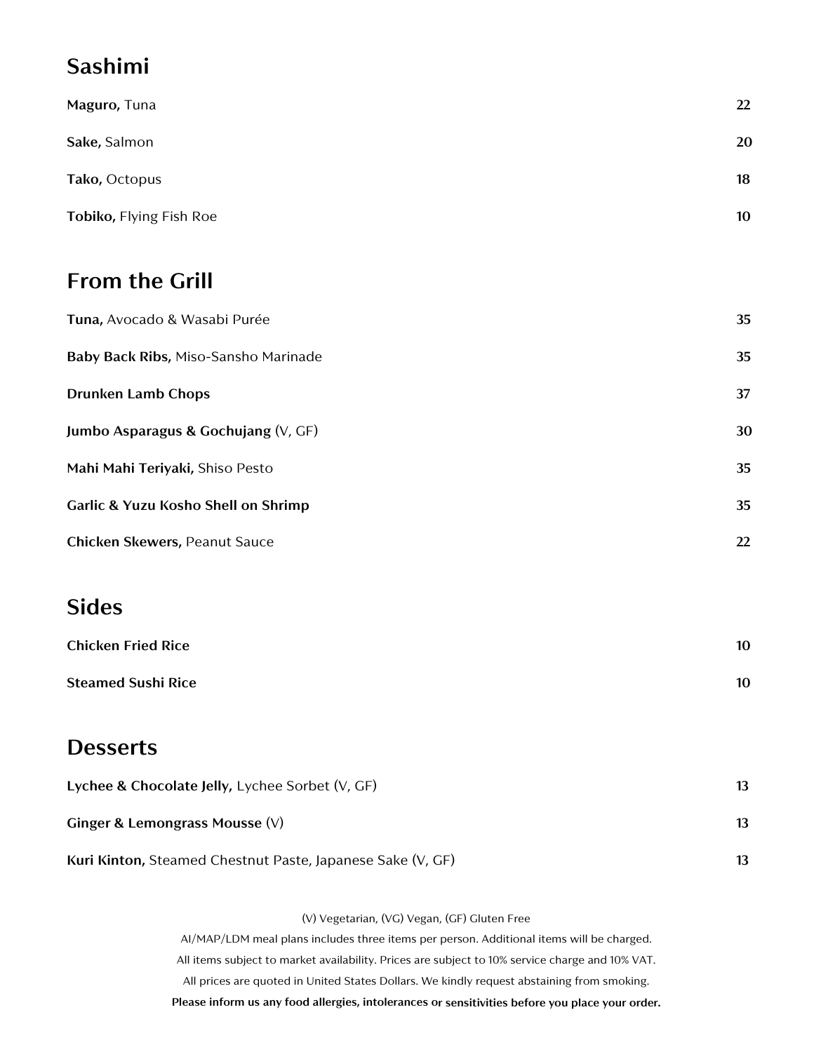## Sashimi

| | |
|---|---|
| **Maguro,** Tuna | 22 |
| **Sake,** Salmon | 20 |
| **Tako,** Octopus | 18 |
| **Tobiko,** Flying Fish Roe | 10 |

## From the Grill

| | |
|---|---|
| **Tuna,** Avocado & Wasabi Purée | 35 |
| **Baby Back Ribs,** Miso-Sansho Marinade | 35 |
| **Drunken Lamb Chops** | 37 |
| **Jumbo Asparagus & Gochujang** (V, GF) | 30 |
| **Mahi Mahi Teriyaki,** Shiso Pesto | 35 |
| **Garlic & Yuzu Kosho Shell on Shrimp** | 35 |
| **Chicken Skewers,** Peanut Sauce | 22 |

## Sides

| | |
|---|---|
| **Chicken Fried Rice** | 10 |
| **Steamed Sushi Rice** | 10 |

## Desserts

| | |
|---|---|
| **Lychee & Chocolate Jelly,** Lychee Sorbet (V, GF) | 13 |
| **Ginger & Lemongrass Mousse** (V) | 13 |
| **Kuri Kinton,** Steamed Chestnut Paste, Japanese Sake (V, GF) | 13 |

(V) Vegetarian, (VG) Vegan, (GF) Gluten Free

AI/MAP/LDM meal plans includes three items per person. Additional items will be charged.

All items subject to market availability. Prices are subject to 10% service charge and 10% VAT.

All prices are quoted in United States Dollars. We kindly request abstaining from smoking.

**Please inform us any food allergies, intolerances or sensitivities before you place your order.**